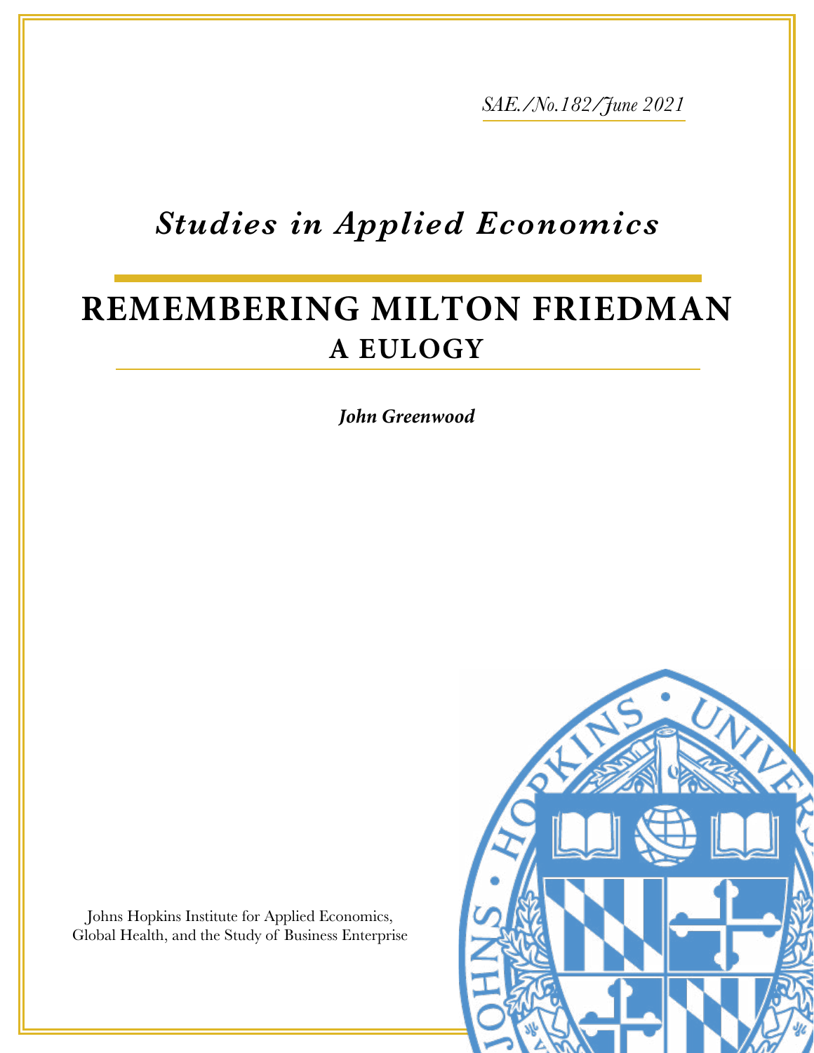*SAE./No.182/June 2021*

*Studies in Applied Economics*

# REMEMBERING MILTON FRIEDMAN
## A EULOGY

***John Greenwood***

Johns Hopkins Institute for Applied Economics, Global Health, and the Study of Business Enterprise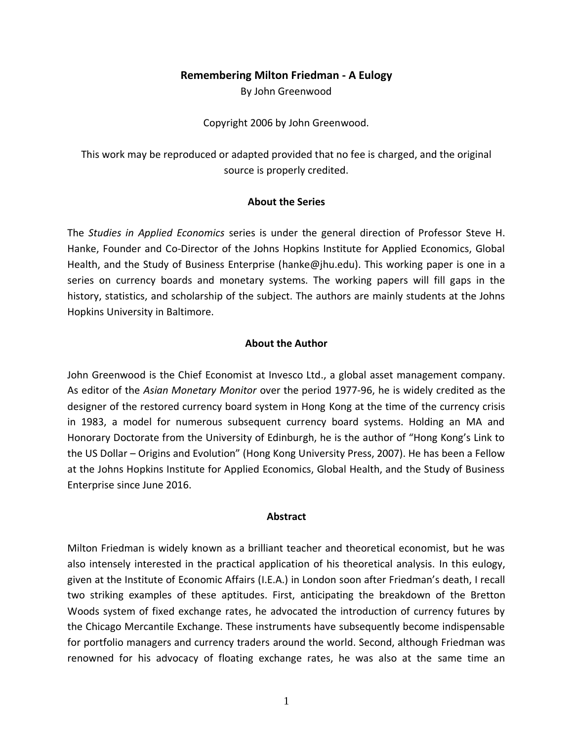**Remembering Milton Friedman - A Eulogy**

By John Greenwood

Copyright 2006 by John Greenwood.

This work may be reproduced or adapted provided that no fee is charged, and the original source is properly credited.

**About the Series**

The *Studies in Applied Economics* series is under the general direction of Professor Steve H. Hanke, Founder and Co-Director of the Johns Hopkins Institute for Applied Economics, Global Health, and the Study of Business Enterprise (hanke@jhu.edu). This working paper is one in a series on currency boards and monetary systems. The working papers will fill gaps in the history, statistics, and scholarship of the subject. The authors are mainly students at the Johns Hopkins University in Baltimore.

**About the Author**

John Greenwood is the Chief Economist at Invesco Ltd., a global asset management company. As editor of the *Asian Monetary Monitor* over the period 1977-96, he is widely credited as the designer of the restored currency board system in Hong Kong at the time of the currency crisis in 1983, a model for numerous subsequent currency board systems. Holding an MA and Honorary Doctorate from the University of Edinburgh, he is the author of "Hong Kong's Link to the US Dollar – Origins and Evolution" (Hong Kong University Press, 2007). He has been a Fellow at the Johns Hopkins Institute for Applied Economics, Global Health, and the Study of Business Enterprise since June 2016.

**Abstract**

Milton Friedman is widely known as a brilliant teacher and theoretical economist, but he was also intensely interested in the practical application of his theoretical analysis. In this eulogy, given at the Institute of Economic Affairs (I.E.A.) in London soon after Friedman's death, I recall two striking examples of these aptitudes. First, anticipating the breakdown of the Bretton Woods system of fixed exchange rates, he advocated the introduction of currency futures by the Chicago Mercantile Exchange. These instruments have subsequently become indispensable for portfolio managers and currency traders around the world. Second, although Friedman was renowned for his advocacy of floating exchange rates, he was also at the same time an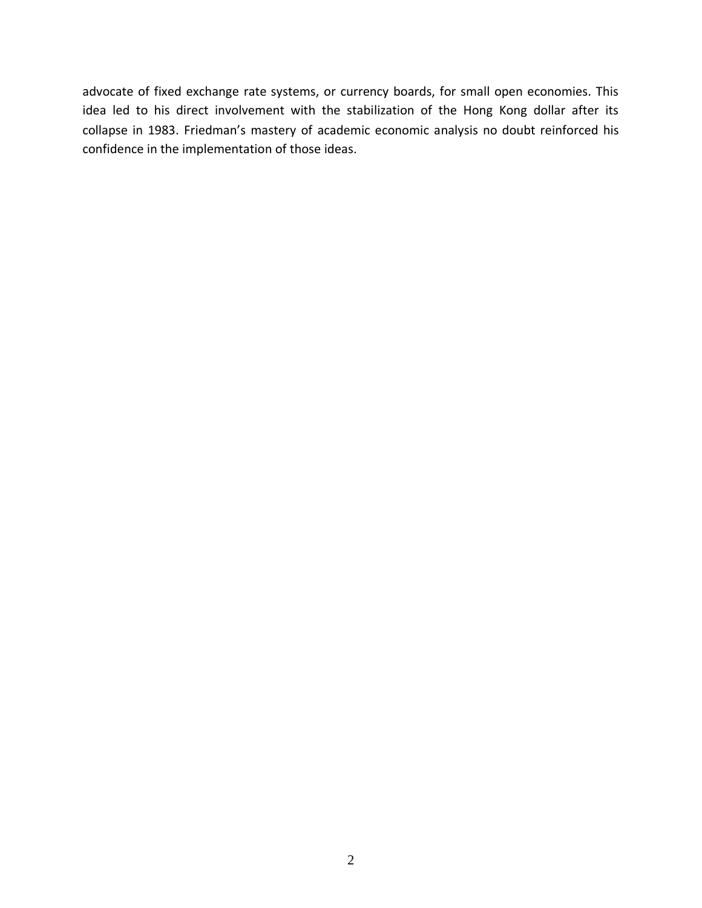advocate of fixed exchange rate systems, or currency boards, for small open economies. This idea led to his direct involvement with the stabilization of the Hong Kong dollar after its collapse in 1983. Friedman's mastery of academic economic analysis no doubt reinforced his confidence in the implementation of those ideas.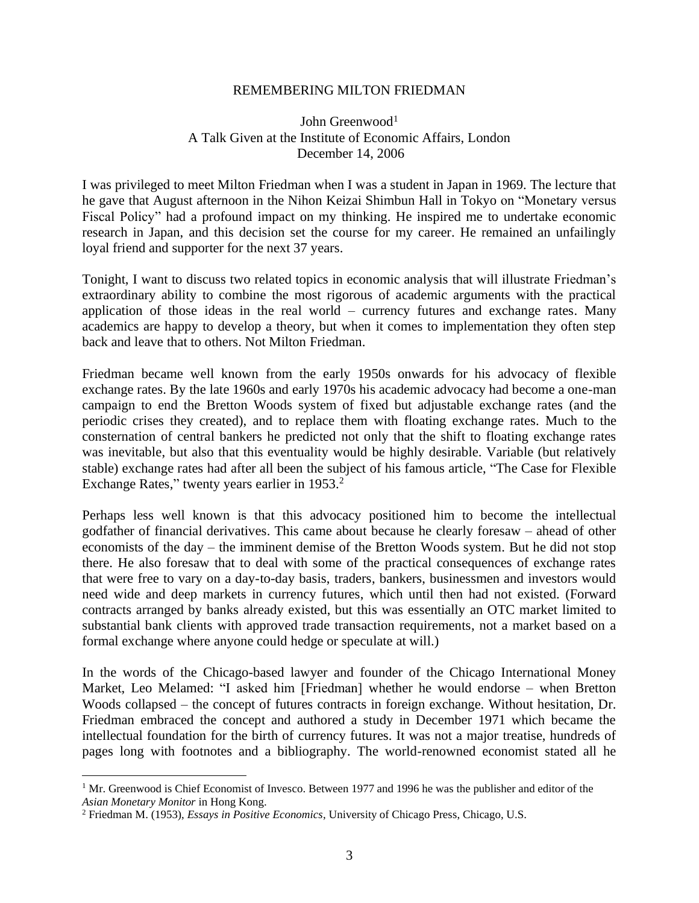REMEMBERING MILTON FRIEDMAN

John Greenwood[1]
A Talk Given at the Institute of Economic Affairs, London
December 14, 2006

I was privileged to meet Milton Friedman when I was a student in Japan in 1969. The lecture that he gave that August afternoon in the Nihon Keizai Shimbun Hall in Tokyo on "Monetary versus Fiscal Policy" had a profound impact on my thinking. He inspired me to undertake economic research in Japan, and this decision set the course for my career. He remained an unfailingly loyal friend and supporter for the next 37 years.

Tonight, I want to discuss two related topics in economic analysis that will illustrate Friedman's extraordinary ability to combine the most rigorous of academic arguments with the practical application of those ideas in the real world – currency futures and exchange rates. Many academics are happy to develop a theory, but when it comes to implementation they often step back and leave that to others. Not Milton Friedman.

Friedman became well known from the early 1950s onwards for his advocacy of flexible exchange rates. By the late 1960s and early 1970s his academic advocacy had become a one-man campaign to end the Bretton Woods system of fixed but adjustable exchange rates (and the periodic crises they created), and to replace them with floating exchange rates. Much to the consternation of central bankers he predicted not only that the shift to floating exchange rates was inevitable, but also that this eventuality would be highly desirable. Variable (but relatively stable) exchange rates had after all been the subject of his famous article, "The Case for Flexible Exchange Rates," twenty years earlier in 1953.[2]

Perhaps less well known is that this advocacy positioned him to become the intellectual godfather of financial derivatives. This came about because he clearly foresaw – ahead of other economists of the day – the imminent demise of the Bretton Woods system. But he did not stop there. He also foresaw that to deal with some of the practical consequences of exchange rates that were free to vary on a day-to-day basis, traders, bankers, businessmen and investors would need wide and deep markets in currency futures, which until then had not existed. (Forward contracts arranged by banks already existed, but this was essentially an OTC market limited to substantial bank clients with approved trade transaction requirements, not a market based on a formal exchange where anyone could hedge or speculate at will.)

In the words of the Chicago-based lawyer and founder of the Chicago International Money Market, Leo Melamed: "I asked him [Friedman] whether he would endorse – when Bretton Woods collapsed – the concept of futures contracts in foreign exchange. Without hesitation, Dr. Friedman embraced the concept and authored a study in December 1971 which became the intellectual foundation for the birth of currency futures. It was not a major treatise, hundreds of pages long with footnotes and a bibliography. The world-renowned economist stated all he

[1] Mr. Greenwood is Chief Economist of Invesco. Between 1977 and 1996 he was the publisher and editor of the *Asian Monetary Monitor* in Hong Kong.

[2] Friedman M. (1953), *Essays in Positive Economics*, University of Chicago Press, Chicago, U.S.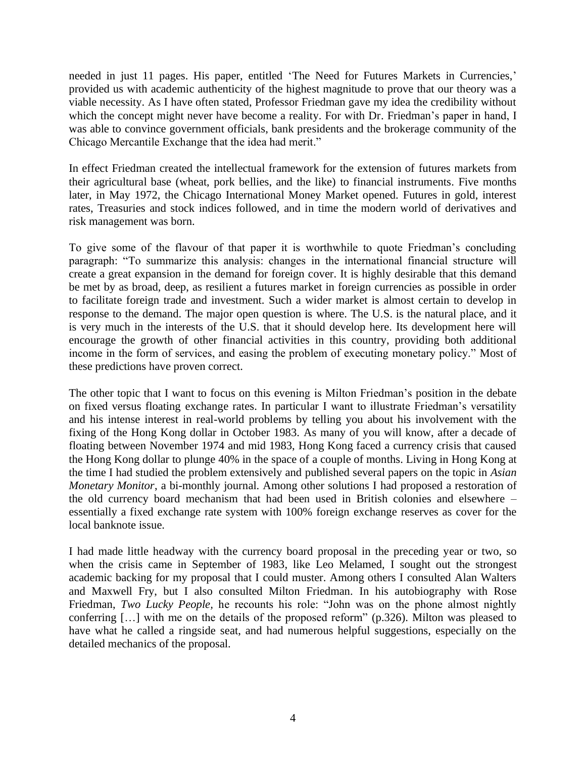needed in just 11 pages. His paper, entitled 'The Need for Futures Markets in Currencies,' provided us with academic authenticity of the highest magnitude to prove that our theory was a viable necessity. As I have often stated, Professor Friedman gave my idea the credibility without which the concept might never have become a reality. For with Dr. Friedman's paper in hand, I was able to convince government officials, bank presidents and the brokerage community of the Chicago Mercantile Exchange that the idea had merit."

In effect Friedman created the intellectual framework for the extension of futures markets from their agricultural base (wheat, pork bellies, and the like) to financial instruments. Five months later, in May 1972, the Chicago International Money Market opened. Futures in gold, interest rates, Treasuries and stock indices followed, and in time the modern world of derivatives and risk management was born.

To give some of the flavour of that paper it is worthwhile to quote Friedman's concluding paragraph: "To summarize this analysis: changes in the international financial structure will create a great expansion in the demand for foreign cover. It is highly desirable that this demand be met by as broad, deep, as resilient a futures market in foreign currencies as possible in order to facilitate foreign trade and investment. Such a wider market is almost certain to develop in response to the demand. The major open question is where. The U.S. is the natural place, and it is very much in the interests of the U.S. that it should develop here. Its development here will encourage the growth of other financial activities in this country, providing both additional income in the form of services, and easing the problem of executing monetary policy." Most of these predictions have proven correct.

The other topic that I want to focus on this evening is Milton Friedman's position in the debate on fixed versus floating exchange rates. In particular I want to illustrate Friedman's versatility and his intense interest in real-world problems by telling you about his involvement with the fixing of the Hong Kong dollar in October 1983. As many of you will know, after a decade of floating between November 1974 and mid 1983, Hong Kong faced a currency crisis that caused the Hong Kong dollar to plunge 40% in the space of a couple of months. Living in Hong Kong at the time I had studied the problem extensively and published several papers on the topic in *Asian Monetary Monitor*, a bi-monthly journal. Among other solutions I had proposed a restoration of the old currency board mechanism that had been used in British colonies and elsewhere – essentially a fixed exchange rate system with 100% foreign exchange reserves as cover for the local banknote issue.

I had made little headway with the currency board proposal in the preceding year or two, so when the crisis came in September of 1983, like Leo Melamed, I sought out the strongest academic backing for my proposal that I could muster. Among others I consulted Alan Walters and Maxwell Fry, but I also consulted Milton Friedman. In his autobiography with Rose Friedman, *Two Lucky People*, he recounts his role: "John was on the phone almost nightly conferring […] with me on the details of the proposed reform" (p.326). Milton was pleased to have what he called a ringside seat, and had numerous helpful suggestions, especially on the detailed mechanics of the proposal.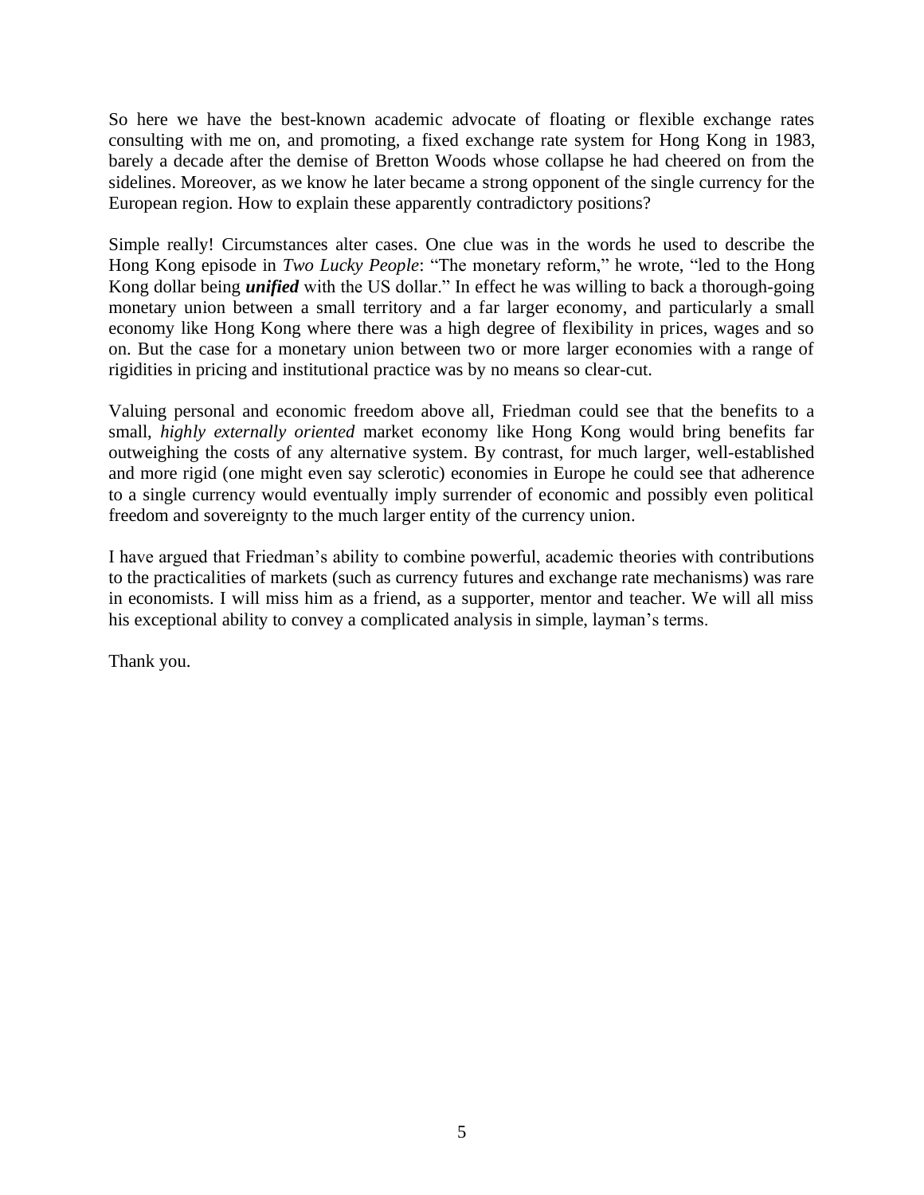So here we have the best-known academic advocate of floating or flexible exchange rates consulting with me on, and promoting, a fixed exchange rate system for Hong Kong in 1983, barely a decade after the demise of Bretton Woods whose collapse he had cheered on from the sidelines. Moreover, as we know he later became a strong opponent of the single currency for the European region. How to explain these apparently contradictory positions?

Simple really! Circumstances alter cases. One clue was in the words he used to describe the Hong Kong episode in *Two Lucky People*: "The monetary reform," he wrote, "led to the Hong Kong dollar being ***unified*** with the US dollar." In effect he was willing to back a thorough-going monetary union between a small territory and a far larger economy, and particularly a small economy like Hong Kong where there was a high degree of flexibility in prices, wages and so on. But the case for a monetary union between two or more larger economies with a range of rigidities in pricing and institutional practice was by no means so clear-cut.

Valuing personal and economic freedom above all, Friedman could see that the benefits to a small, *highly externally oriented* market economy like Hong Kong would bring benefits far outweighing the costs of any alternative system. By contrast, for much larger, well-established and more rigid (one might even say sclerotic) economies in Europe he could see that adherence to a single currency would eventually imply surrender of economic and possibly even political freedom and sovereignty to the much larger entity of the currency union.

I have argued that Friedman's ability to combine powerful, academic theories with contributions to the practicalities of markets (such as currency futures and exchange rate mechanisms) was rare in economists. I will miss him as a friend, as a supporter, mentor and teacher. We will all miss his exceptional ability to convey a complicated analysis in simple, layman's terms.

Thank you.